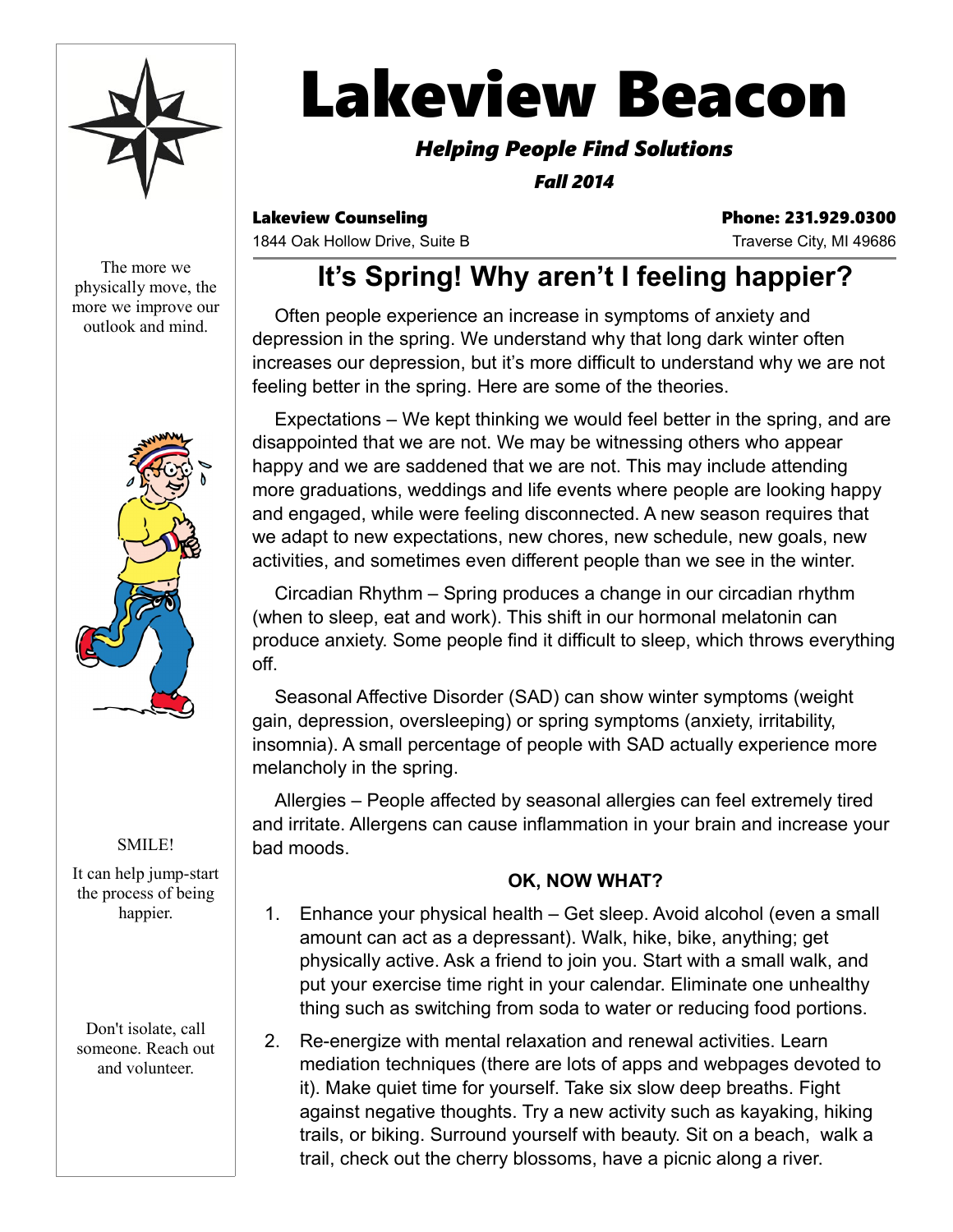# Lakeview Beacon

***Helping People Find Solutions***

***Fall 2014***

**Lakeview Counseling**
1844 Oak Hollow Drive, Suite B

**Phone: 231.929.0300**
Traverse City, MI 49686

The more we physically move, the more we improve our outlook and mind.

SMILE!

It can help jump-start the process of being happier.

Don't isolate, call someone. Reach out and volunteer.

## It's Spring! Why aren't I feeling happier?

Often people experience an increase in symptoms of anxiety and depression in the spring. We understand why that long dark winter often increases our depression, but it's more difficult to understand why we are not feeling better in the spring. Here are some of the theories.

Expectations – We kept thinking we would feel better in the spring, and are disappointed that we are not. We may be witnessing others who appear happy and we are saddened that we are not. This may include attending more graduations, weddings and life events where people are looking happy and engaged, while were feeling disconnected. A new season requires that we adapt to new expectations, new chores, new schedule, new goals, new activities, and sometimes even different people than we see in the winter.

Circadian Rhythm – Spring produces a change in our circadian rhythm (when to sleep, eat and work). This shift in our hormonal melatonin can produce anxiety. Some people find it difficult to sleep, which throws everything off.

Seasonal Affective Disorder (SAD) can show winter symptoms (weight gain, depression, oversleeping) or spring symptoms (anxiety, irritability, insomnia). A small percentage of people with SAD actually experience more melancholy in the spring.

Allergies – People affected by seasonal allergies can feel extremely tired and irritate. Allergens can cause inflammation in your brain and increase your bad moods.

**OK, NOW WHAT?**

1. Enhance your physical health – Get sleep. Avoid alcohol (even a small amount can act as a depressant). Walk, hike, bike, anything; get physically active. Ask a friend to join you. Start with a small walk, and put your exercise time right in your calendar. Eliminate one unhealthy thing such as switching from soda to water or reducing food portions.
2. Re-energize with mental relaxation and renewal activities. Learn mediation techniques (there are lots of apps and webpages devoted to it). Make quiet time for yourself. Take six slow deep breaths. Fight against negative thoughts. Try a new activity such as kayaking, hiking trails, or biking. Surround yourself with beauty. Sit on a beach, walk a trail, check out the cherry blossoms, have a picnic along a river.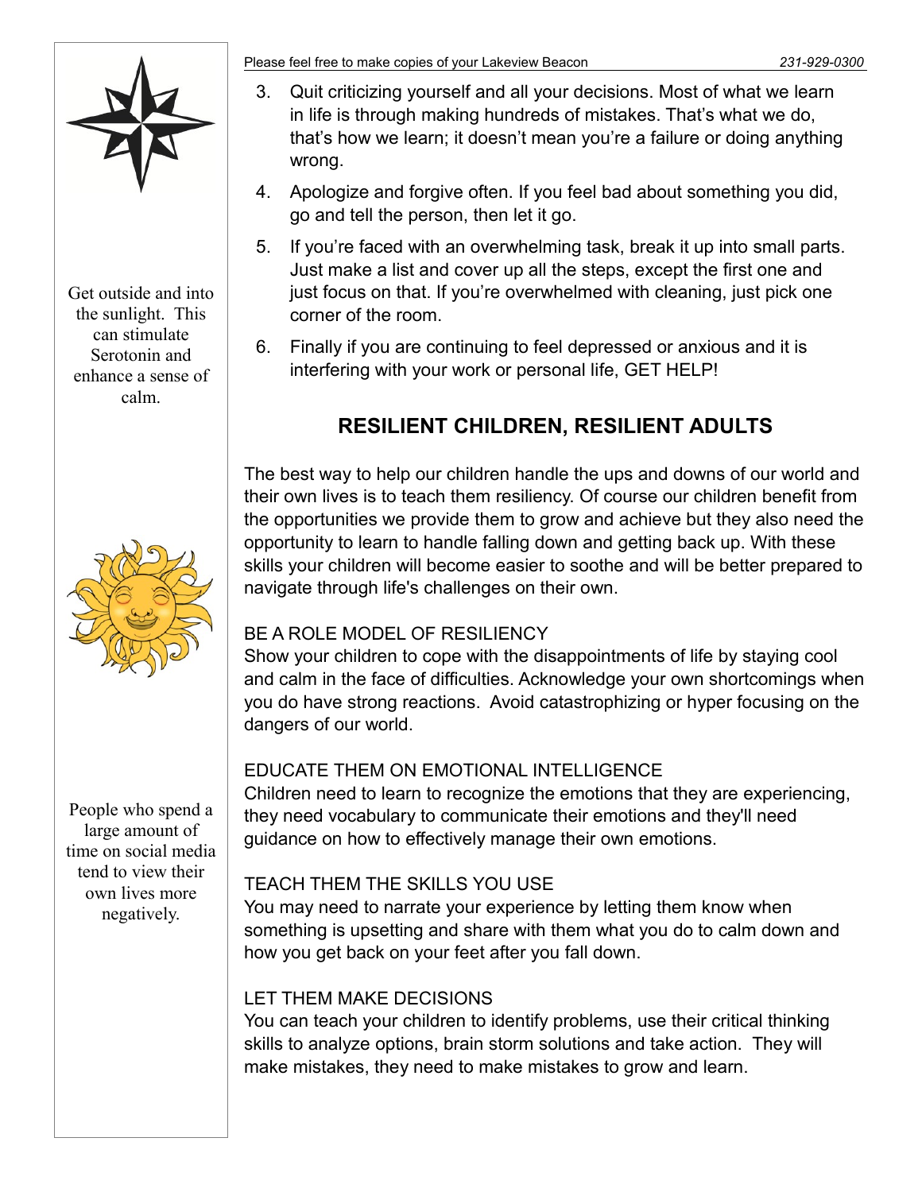3. Quit criticizing yourself and all your decisions. Most of what we learn in life is through making hundreds of mistakes. That's what we do, that's how we learn; it doesn't mean you're a failure or doing anything wrong.
4. Apologize and forgive often. If you feel bad about something you did, go and tell the person, then let it go.
5. If you're faced with an overwhelming task, break it up into small parts. Just make a list and cover up all the steps, except the first one and just focus on that. If you're overwhelmed with cleaning, just pick one corner of the room.
6. Finally if you are continuing to feel depressed or anxious and it is interfering with your work or personal life, GET HELP!

## RESILIENT CHILDREN, RESILIENT ADULTS

The best way to help our children handle the ups and downs of our world and their own lives is to teach them resiliency. Of course our children benefit from the opportunities we provide them to grow and achieve but they also need the opportunity to learn to handle falling down and getting back up. With these skills your children will become easier to soothe and will be better prepared to navigate through life's challenges on their own.

BE A ROLE MODEL OF RESILIENCY
Show your children to cope with the disappointments of life by staying cool and calm in the face of difficulties. Acknowledge your own shortcomings when you do have strong reactions. Avoid catastrophizing or hyper focusing on the dangers of our world.

EDUCATE THEM ON EMOTIONAL INTELLIGENCE
Children need to learn to recognize the emotions that they are experiencing, they need vocabulary to communicate their emotions and they'll need guidance on how to effectively manage their own emotions.

TEACH THEM THE SKILLS YOU USE
You may need to narrate your experience by letting them know when something is upsetting and share with them what you do to calm down and how you get back on your feet after you fall down.

LET THEM MAKE DECISIONS
You can teach your children to identify problems, use their critical thinking skills to analyze options, brain storm solutions and take action. They will make mistakes, they need to make mistakes to grow and learn.

Get outside and into the sunlight. This can stimulate Serotonin and enhance a sense of calm.

People who spend a large amount of time on social media tend to view their own lives more negatively.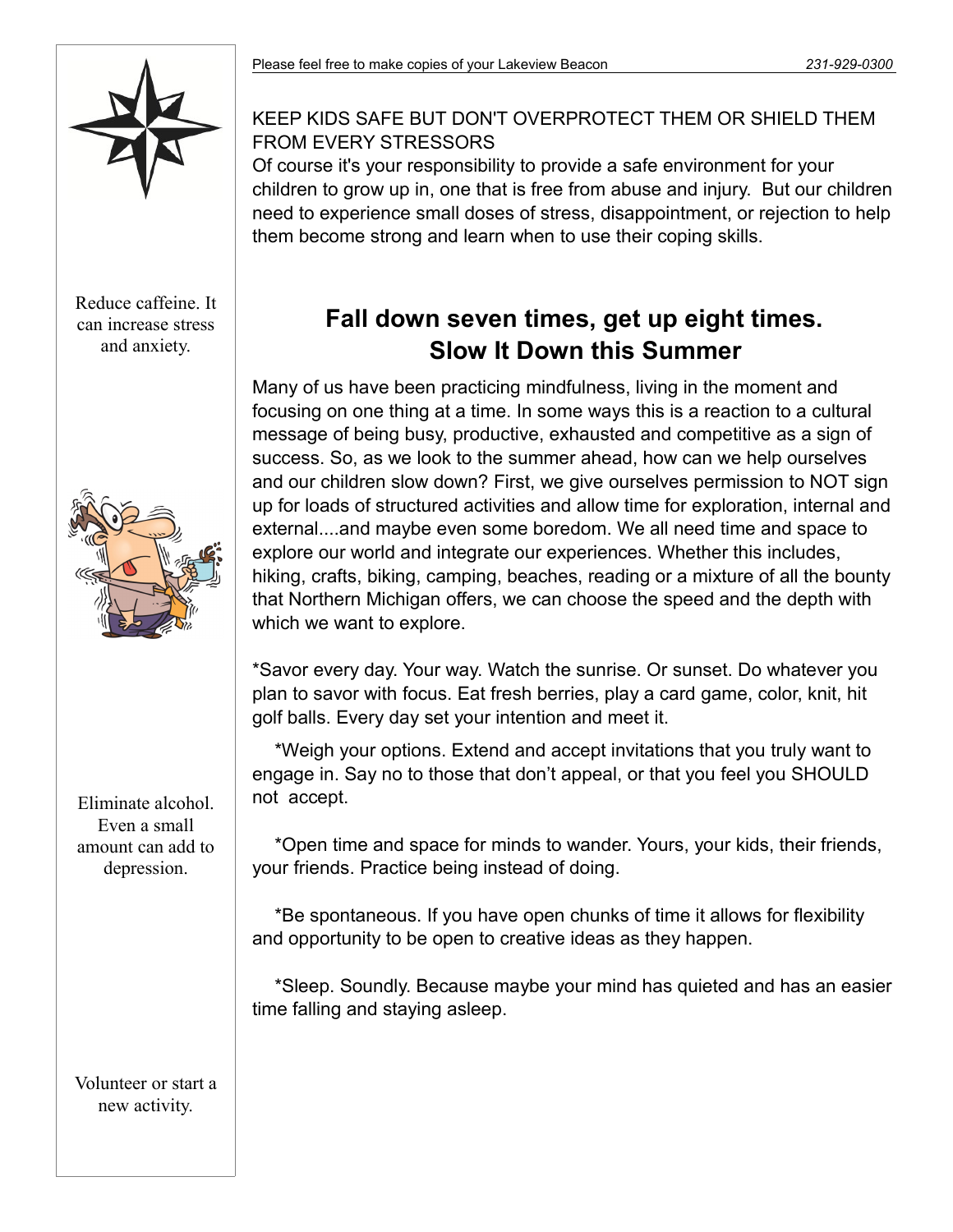KEEP KIDS SAFE BUT DON'T OVERPROTECT THEM OR SHIELD THEM FROM EVERY STRESSORS

Of course it's your responsibility to provide a safe environment for your children to grow up in, one that is free from abuse and injury. But our children need to experience small doses of stress, disappointment, or rejection to help them become strong and learn when to use their coping skills.

## Fall down seven times, get up eight times.
## Slow It Down this Summer

Many of us have been practicing mindfulness, living in the moment and focusing on one thing at a time. In some ways this is a reaction to a cultural message of being busy, productive, exhausted and competitive as a sign of success. So, as we look to the summer ahead, how can we help ourselves and our children slow down? First, we give ourselves permission to NOT sign up for loads of structured activities and allow time for exploration, internal and external....and maybe even some boredom. We all need time and space to explore our world and integrate our experiences. Whether this includes, hiking, crafts, biking, camping, beaches, reading or a mixture of all the bounty that Northern Michigan offers, we can choose the speed and the depth with which we want to explore.

*Savor every day. Your way. Watch the sunrise. Or sunset. Do whatever you plan to savor with focus. Eat fresh berries, play a card game, color, knit, hit golf balls. Every day set your intention and meet it.

*Weigh your options. Extend and accept invitations that you truly want to engage in. Say no to those that don't appeal, or that you feel you SHOULD not accept.

*Open time and space for minds to wander. Yours, your kids, their friends, your friends. Practice being instead of doing.

*Be spontaneous. If you have open chunks of time it allows for flexibility and opportunity to be open to creative ideas as they happen.

*Sleep. Soundly. Because maybe your mind has quieted and has an easier time falling and staying asleep.

Reduce caffeine. It can increase stress and anxiety.

Eliminate alcohol. Even a small amount can add to depression.

Volunteer or start a new activity.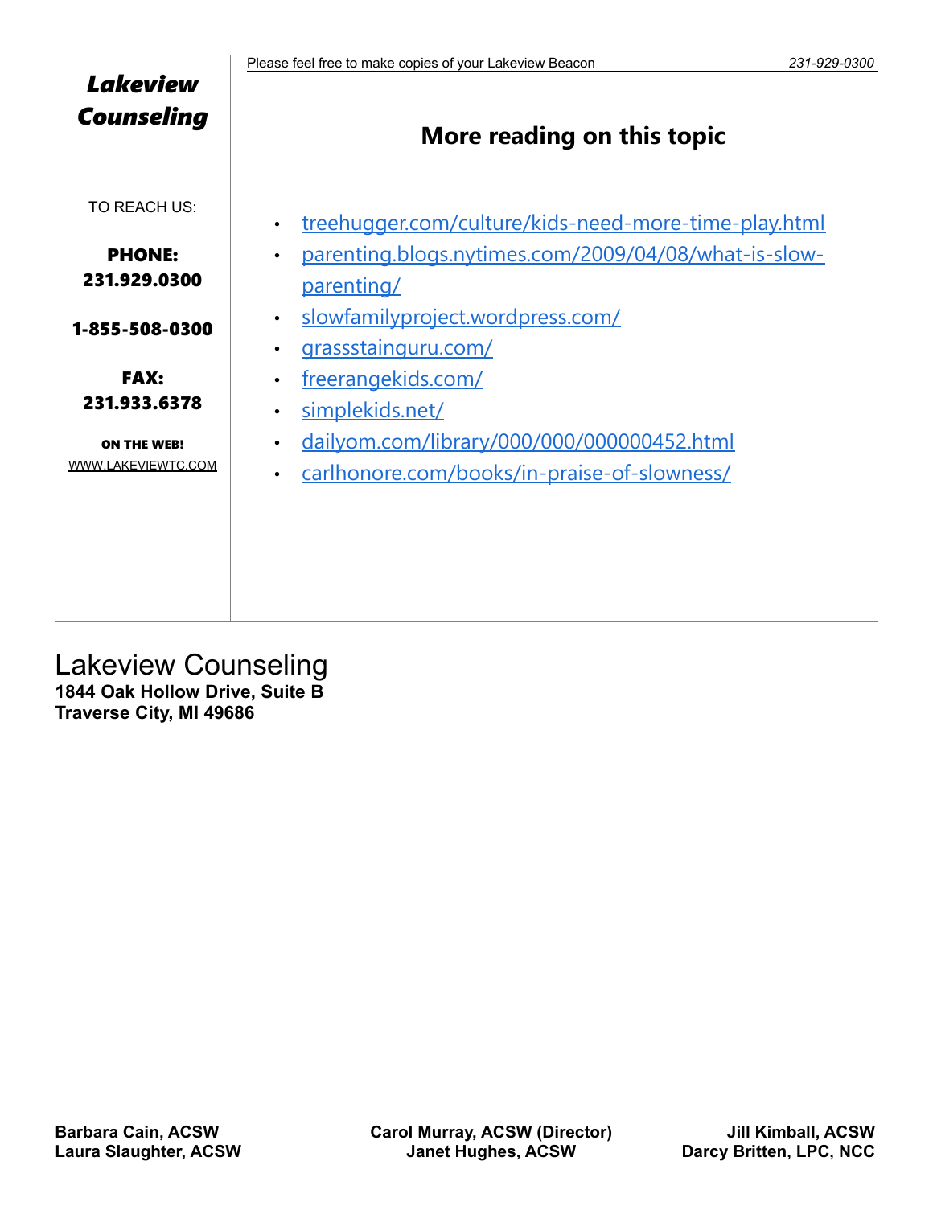**Lakeview Counseling**

TO REACH US:

**PHONE:**
**231.929.0300**

**1-855-508-0300**

**FAX:**
**231.933.6378**

**ON THE WEB!**
WWW.LAKEVIEWTC.COM

## More reading on this topic

- treehugger.com/culture/kids-need-more-time-play.html
- parenting.blogs.nytimes.com/2009/04/08/what-is-slow-parenting/
- slowfamilyproject.wordpress.com/
- grassstainguru.com/
- freerangekids.com/
- simplekids.net/
- dailyom.com/library/000/000/000000452.html
- carlhonore.com/books/in-praise-of-slowness/

Lakeview Counseling
**1844 Oak Hollow Drive, Suite B**
**Traverse City, MI 49686**

**Barbara Cain, ACSW**
**Laura Slaughter, ACSW**

**Carol Murray, ACSW (Director)**
**Janet Hughes, ACSW**

**Jill Kimball, ACSW**
**Darcy Britten, LPC, NCC**